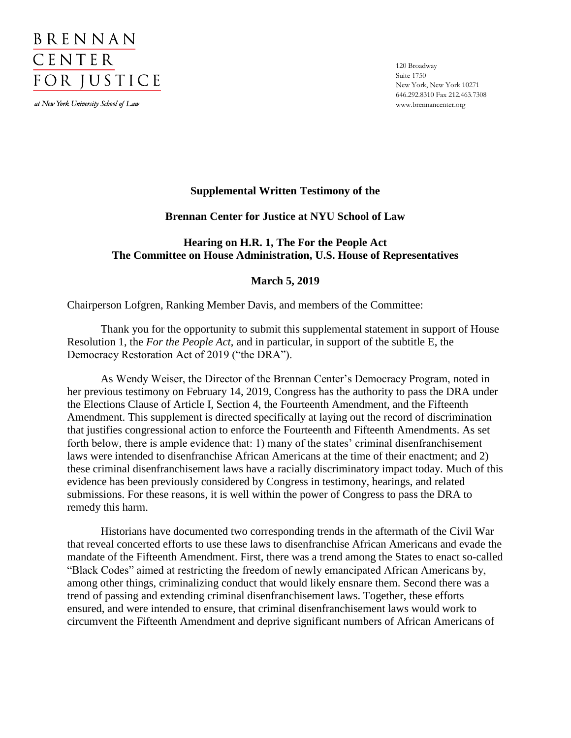BRENNAN
CENTER
FOR JUSTICE

*at New York University School of Law*

120 Broadway
Suite 1750
New York, New York 10271
646.292.8310 Fax 212.463.7308
www.brennancenter.org

**Supplemental Written Testimony of the**

**Brennan Center for Justice at NYU School of Law**

**Hearing on H.R. 1, The For the People Act**
**The Committee on House Administration, U.S. House of Representatives**

**March 5, 2019**

Chairperson Lofgren, Ranking Member Davis, and members of the Committee:

Thank you for the opportunity to submit this supplemental statement in support of House Resolution 1, the *For the People Act*, and in particular, in support of the subtitle E, the Democracy Restoration Act of 2019 ("the DRA").

As Wendy Weiser, the Director of the Brennan Center's Democracy Program, noted in her previous testimony on February 14, 2019, Congress has the authority to pass the DRA under the Elections Clause of Article I, Section 4, the Fourteenth Amendment, and the Fifteenth Amendment. This supplement is directed specifically at laying out the record of discrimination that justifies congressional action to enforce the Fourteenth and Fifteenth Amendments. As set forth below, there is ample evidence that: 1) many of the states' criminal disenfranchisement laws were intended to disenfranchise African Americans at the time of their enactment; and 2) these criminal disenfranchisement laws have a racially discriminatory impact today. Much of this evidence has been previously considered by Congress in testimony, hearings, and related submissions. For these reasons, it is well within the power of Congress to pass the DRA to remedy this harm.

Historians have documented two corresponding trends in the aftermath of the Civil War that reveal concerted efforts to use these laws to disenfranchise African Americans and evade the mandate of the Fifteenth Amendment. First, there was a trend among the States to enact so-called "Black Codes" aimed at restricting the freedom of newly emancipated African Americans by, among other things, criminalizing conduct that would likely ensnare them. Second there was a trend of passing and extending criminal disenfranchisement laws. Together, these efforts ensured, and were intended to ensure, that criminal disenfranchisement laws would work to circumvent the Fifteenth Amendment and deprive significant numbers of African Americans of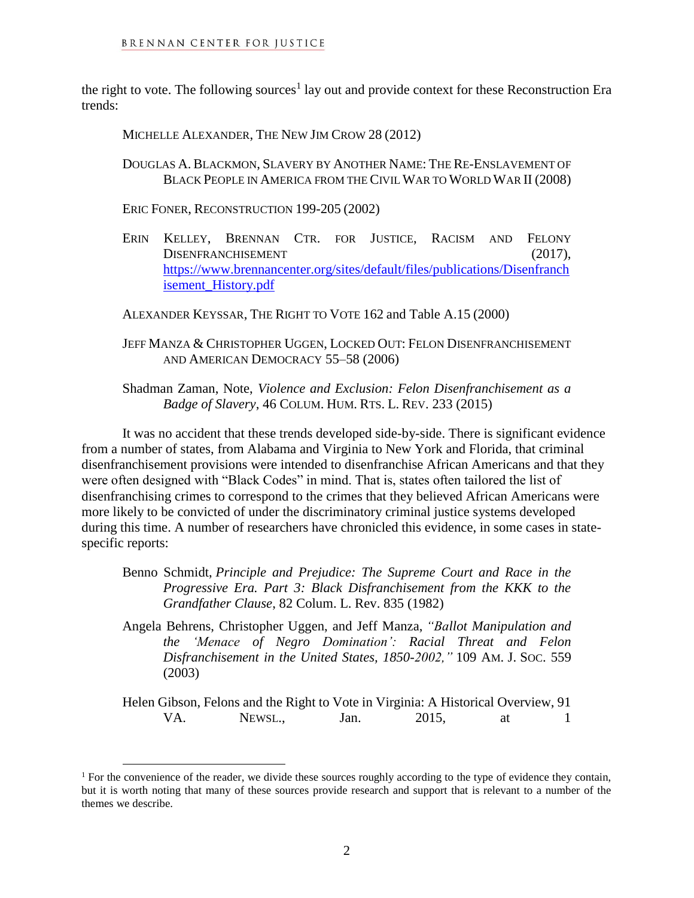the right to vote. The following sources[1] lay out and provide context for these Reconstruction Era trends:

> MICHELLE ALEXANDER, THE NEW JIM CROW 28 (2012)
>
> DOUGLAS A. BLACKMON, SLAVERY BY ANOTHER NAME: THE RE-ENSLAVEMENT OF BLACK PEOPLE IN AMERICA FROM THE CIVIL WAR TO WORLD WAR II (2008)
>
> ERIC FONER, RECONSTRUCTION 199-205 (2002)
>
> ERIN KELLEY, BRENNAN CTR. FOR JUSTICE, RACISM AND FELONY DISENFRANCHISEMENT (2017), [https://www.brennancenter.org/sites/default/files/publications/Disenfranchisement_History.pdf](https://www.brennancenter.org/sites/default/files/publications/Disenfranchisement_History.pdf)
>
> ALEXANDER KEYSSAR, THE RIGHT TO VOTE 162 and Table A.15 (2000)
>
> JEFF MANZA & CHRISTOPHER UGGEN, LOCKED OUT: FELON DISENFRANCHISEMENT AND AMERICAN DEMOCRACY 55–58 (2006)
>
> Shadman Zaman, Note, *Violence and Exclusion: Felon Disenfranchisement as a Badge of Slavery*, 46 COLUM. HUM. RTS. L. REV. 233 (2015)

It was no accident that these trends developed side-by-side. There is significant evidence from a number of states, from Alabama and Virginia to New York and Florida, that criminal disenfranchisement provisions were intended to disenfranchise African Americans and that they were often designed with "Black Codes" in mind. That is, states often tailored the list of disenfranchising crimes to correspond to the crimes that they believed African Americans were more likely to be convicted of under the discriminatory criminal justice systems developed during this time. A number of researchers have chronicled this evidence, in some cases in state-specific reports:

> Benno Schmidt, *Principle and Prejudice: The Supreme Court and Race in the Progressive Era. Part 3: Black Disfranchisement from the KKK to the Grandfather Clause*, 82 Colum. L. Rev. 835 (1982)
>
> Angela Behrens, Christopher Uggen, and Jeff Manza, *"Ballot Manipulation and the 'Menace of Negro Domination': Racial Threat and Felon Disfranchisement in the United States, 1850-2002,"* 109 AM. J. SOC. 559 (2003)
>
> Helen Gibson, Felons and the Right to Vote in Virginia: A Historical Overview, 91 VA. NEWSL., Jan. 2015, at 1

[1] For the convenience of the reader, we divide these sources roughly according to the type of evidence they contain, but it is worth noting that many of these sources provide research and support that is relevant to a number of the themes we describe.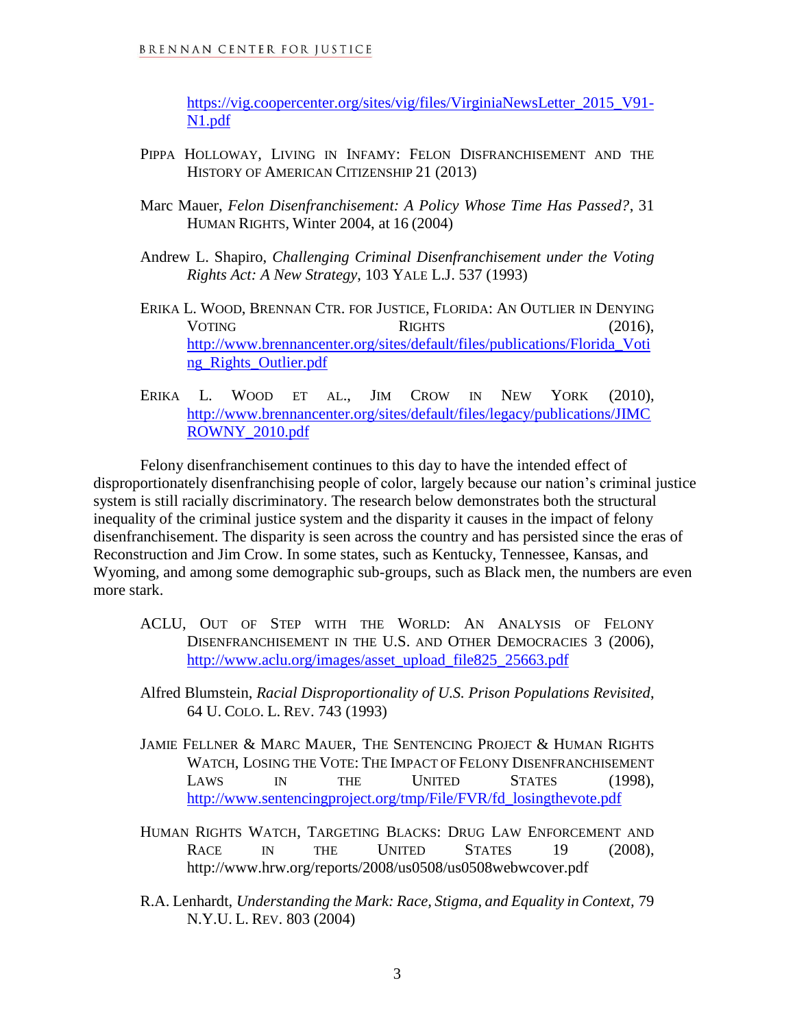https://vig.coopercenter.org/sites/vig/files/VirginiaNewsLetter_2015_V91-N1.pdf

PIPPA HOLLOWAY, LIVING IN INFAMY: FELON DISFRANCHISEMENT AND THE HISTORY OF AMERICAN CITIZENSHIP 21 (2013)

Marc Mauer, *Felon Disenfranchisement: A Policy Whose Time Has Passed?*, 31 HUMAN RIGHTS, Winter 2004, at 16 (2004)

Andrew L. Shapiro, *Challenging Criminal Disenfranchisement under the Voting Rights Act: A New Strategy*, 103 YALE L.J. 537 (1993)

ERIKA L. WOOD, BRENNAN CTR. FOR JUSTICE, FLORIDA: AN OUTLIER IN DENYING VOTING RIGHTS (2016), http://www.brennancenter.org/sites/default/files/publications/Florida_Voting_Rights_Outlier.pdf

ERIKA L. WOOD ET AL., JIM CROW IN NEW YORK (2010), http://www.brennancenter.org/sites/default/files/legacy/publications/JIMCROWNY_2010.pdf

Felony disenfranchisement continues to this day to have the intended effect of disproportionately disenfranchising people of color, largely because our nation's criminal justice system is still racially discriminatory. The research below demonstrates both the structural inequality of the criminal justice system and the disparity it causes in the impact of felony disenfranchisement. The disparity is seen across the country and has persisted since the eras of Reconstruction and Jim Crow. In some states, such as Kentucky, Tennessee, Kansas, and Wyoming, and among some demographic sub-groups, such as Black men, the numbers are even more stark.

ACLU, OUT OF STEP WITH THE WORLD: AN ANALYSIS OF FELONY DISENFRANCHISEMENT IN THE U.S. AND OTHER DEMOCRACIES 3 (2006), http://www.aclu.org/images/asset_upload_file825_25663.pdf

Alfred Blumstein, *Racial Disproportionality of U.S. Prison Populations Revisited*, 64 U. COLO. L. REV. 743 (1993)

JAMIE FELLNER & MARC MAUER, THE SENTENCING PROJECT & HUMAN RIGHTS WATCH, LOSING THE VOTE: THE IMPACT OF FELONY DISENFRANCHISEMENT LAWS IN THE UNITED STATES (1998), http://www.sentencingproject.org/tmp/File/FVR/fd_losingthevote.pdf

HUMAN RIGHTS WATCH, TARGETING BLACKS: DRUG LAW ENFORCEMENT AND RACE IN THE UNITED STATES 19 (2008), http://www.hrw.org/reports/2008/us0508/us0508webwcover.pdf

R.A. Lenhardt, *Understanding the Mark: Race, Stigma, and Equality in Context*, 79 N.Y.U. L. REV. 803 (2004)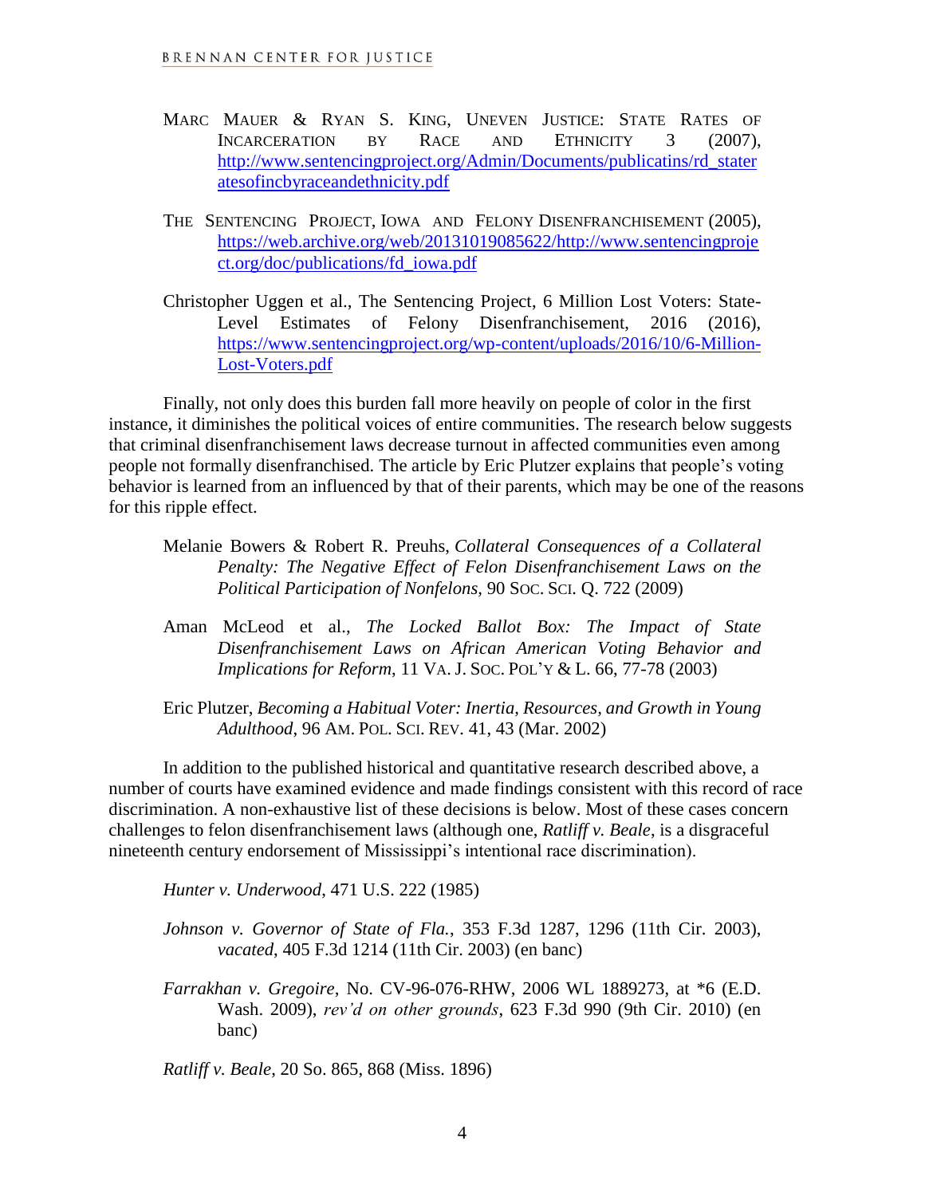MARC MAUER & RYAN S. KING, UNEVEN JUSTICE: STATE RATES OF INCARCERATION BY RACE AND ETHNICITY 3 (2007), http://www.sentencingproject.org/Admin/Documents/publicatins/rd_staterates ofincbyraceandethnicity.pdf

THE SENTENCING PROJECT, IOWA AND FELONY DISENFRANCHISEMENT (2005), https://web.archive.org/web/20131019085622/http://www.sentencingproject.org/doc/publications/fd_iowa.pdf

Christopher Uggen et al., The Sentencing Project, 6 Million Lost Voters: State-Level Estimates of Felony Disenfranchisement, 2016 (2016), https://www.sentencingproject.org/wp-content/uploads/2016/10/6-Million-Lost-Voters.pdf

Finally, not only does this burden fall more heavily on people of color in the first instance, it diminishes the political voices of entire communities. The research below suggests that criminal disenfranchisement laws decrease turnout in affected communities even among people not formally disenfranchised. The article by Eric Plutzer explains that people's voting behavior is learned from an influenced by that of their parents, which may be one of the reasons for this ripple effect.

Melanie Bowers & Robert R. Preuhs, *Collateral Consequences of a Collateral Penalty: The Negative Effect of Felon Disenfranchisement Laws on the Political Participation of Nonfelons*, 90 SOC. SCI. Q. 722 (2009)

Aman McLeod et al., *The Locked Ballot Box: The Impact of State Disenfranchisement Laws on African American Voting Behavior and Implications for Reform*, 11 VA. J. SOC. POL'Y & L. 66, 77-78 (2003)

Eric Plutzer, *Becoming a Habitual Voter: Inertia, Resources, and Growth in Young Adulthood*, 96 AM. POL. SCI. REV. 41, 43 (Mar. 2002)

In addition to the published historical and quantitative research described above, a number of courts have examined evidence and made findings consistent with this record of race discrimination. A non-exhaustive list of these decisions is below. Most of these cases concern challenges to felon disenfranchisement laws (although one, *Ratliff v. Beale*, is a disgraceful nineteenth century endorsement of Mississippi's intentional race discrimination).

*Hunter v. Underwood*, 471 U.S. 222 (1985)

*Johnson v. Governor of State of Fla.*, 353 F.3d 1287, 1296 (11th Cir. 2003), *vacated*, 405 F.3d 1214 (11th Cir. 2003) (en banc)

*Farrakhan v. Gregoire*, No. CV-96-076-RHW, 2006 WL 1889273, at *6 (E.D. Wash. 2009), *rev'd on other grounds*, 623 F.3d 990 (9th Cir. 2010) (en banc)

*Ratliff v. Beale*, 20 So. 865, 868 (Miss. 1896)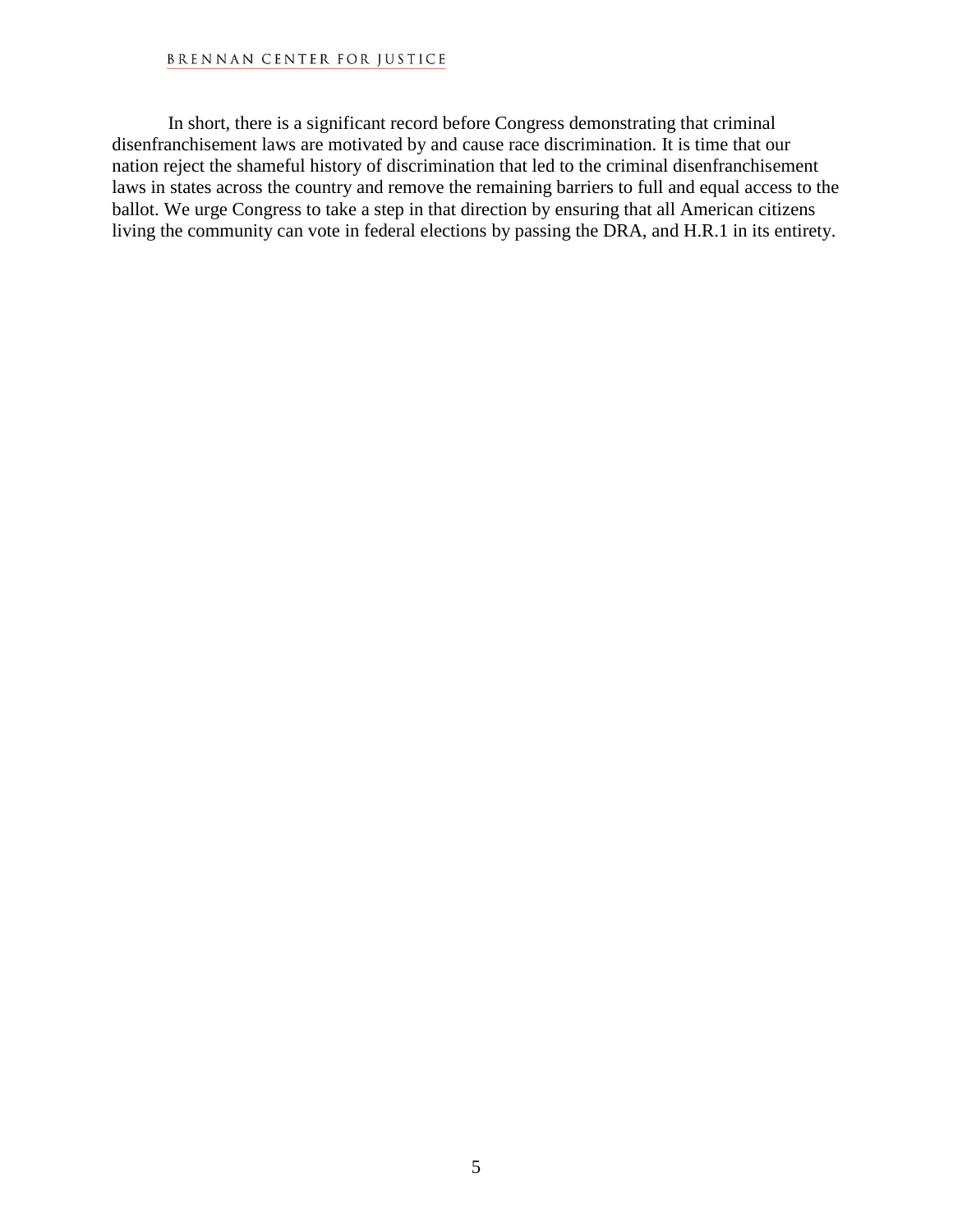In short, there is a significant record before Congress demonstrating that criminal disenfranchisement laws are motivated by and cause race discrimination. It is time that our nation reject the shameful history of discrimination that led to the criminal disenfranchisement laws in states across the country and remove the remaining barriers to full and equal access to the ballot. We urge Congress to take a step in that direction by ensuring that all American citizens living the community can vote in federal elections by passing the DRA, and H.R.1 in its entirety.